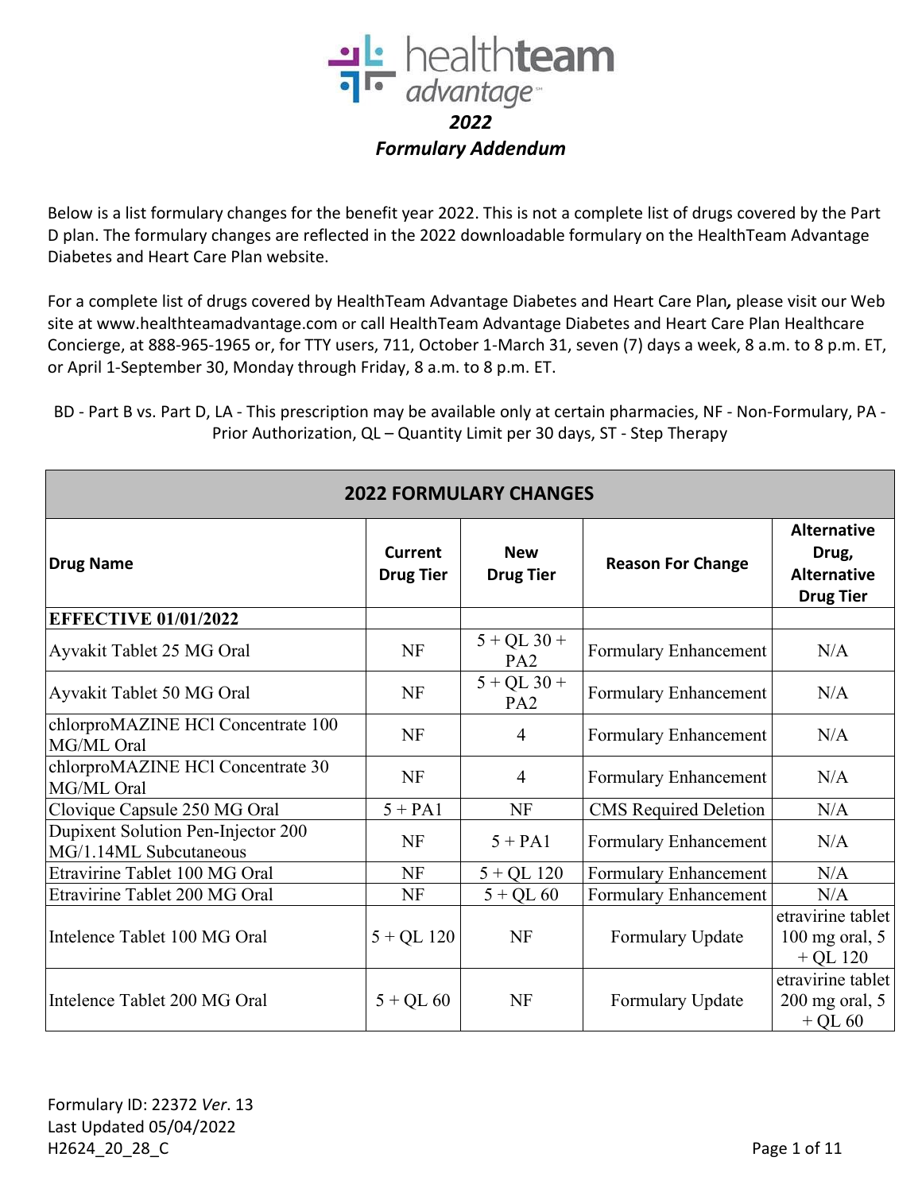# healthteam advantage

## *2022*
## *Formulary Addendum*

Below is a list formulary changes for the benefit year 2022. This is not a complete list of drugs covered by the Part D plan. The formulary changes are reflected in the 2022 downloadable formulary on the HealthTeam Advantage Diabetes and Heart Care Plan website.

For a complete list of drugs covered by HealthTeam Advantage Diabetes and Heart Care Plan*,* please visit our Web site at www.healthteamadvantage.com or call HealthTeam Advantage Diabetes and Heart Care Plan Healthcare Concierge, at 888-965-1965 or, for TTY users, 711, October 1-March 31, seven (7) days a week, 8 a.m. to 8 p.m. ET, or April 1-September 30, Monday through Friday, 8 a.m. to 8 p.m. ET.

BD - Part B vs. Part D, LA - This prescription may be available only at certain pharmacies, NF - Non-Formulary, PA - Prior Authorization, QL – Quantity Limit per 30 days, ST - Step Therapy

| **2022 FORMULARY CHANGES** | | | | |
|---|---|---|---|---|
| **Drug Name** | **Current Drug Tier** | **New Drug Tier** | **Reason For Change** | **Alternative Drug, Alternative Drug Tier** |
| **EFFECTIVE 01/01/2022** | | | | |
| Ayvakit Tablet 25 MG Oral | NF | 5 + QL 30 + PA2 | Formulary Enhancement | N/A |
| Ayvakit Tablet 50 MG Oral | NF | 5 + QL 30 + PA2 | Formulary Enhancement | N/A |
| chlorproMAZINE HCl Concentrate 100 MG/ML Oral | NF | 4 | Formulary Enhancement | N/A |
| chlorproMAZINE HCl Concentrate 30 MG/ML Oral | NF | 4 | Formulary Enhancement | N/A |
| Clovique Capsule 250 MG Oral | 5 + PA1 | NF | CMS Required Deletion | N/A |
| Dupixent Solution Pen-Injector 200 MG/1.14ML Subcutaneous | NF | 5 + PA1 | Formulary Enhancement | N/A |
| Etravirine Tablet 100 MG Oral | NF | 5 + QL 120 | Formulary Enhancement | N/A |
| Etravirine Tablet 200 MG Oral | NF | 5 + QL 60 | Formulary Enhancement | N/A |
| Intelence Tablet 100 MG Oral | 5 + QL 120 | NF | Formulary Update | etravirine tablet 100 mg oral, 5 + QL 120 |
| Intelence Tablet 200 MG Oral | 5 + QL 60 | NF | Formulary Update | etravirine tablet 200 mg oral, 5 + QL 60 |

Formulary ID: 22372 *Ver*. 13
Last Updated 05/04/2022
H2624_20_28_C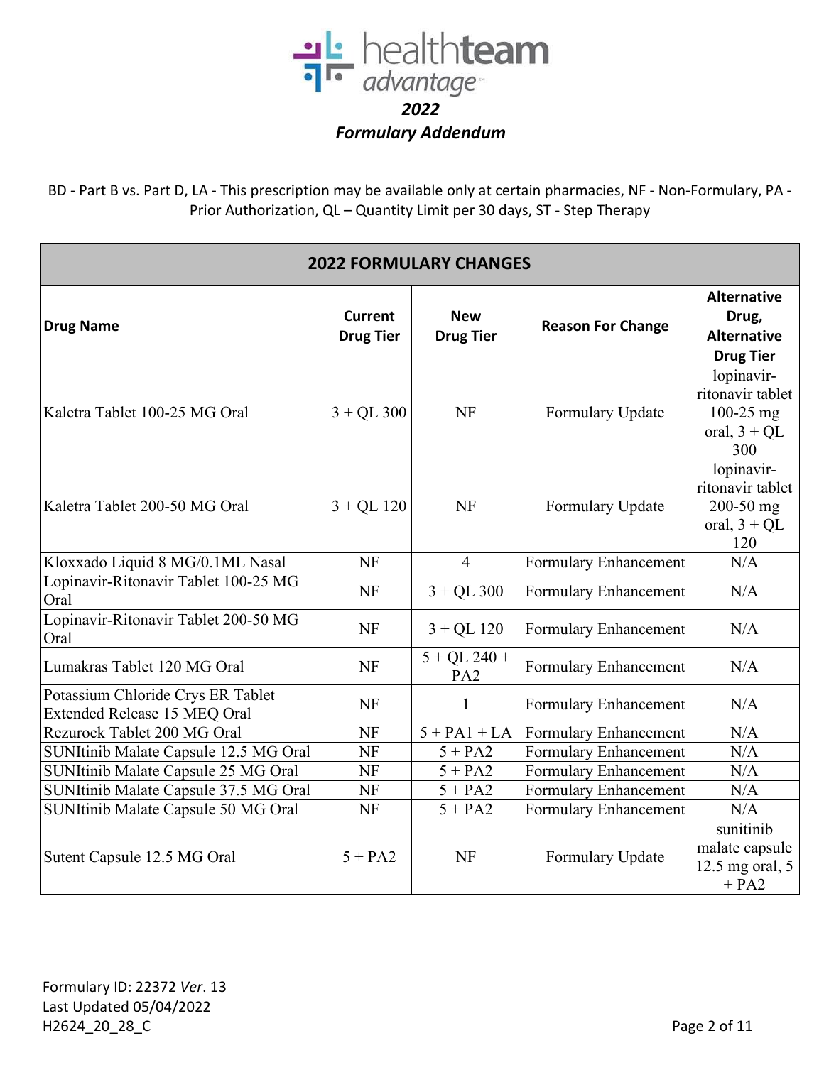healthteam advantage

***2022***
***Formulary Addendum***

BD - Part B vs. Part D, LA - This prescription may be available only at certain pharmacies, NF - Non-Formulary, PA - Prior Authorization, QL – Quantity Limit per 30 days, ST - Step Therapy

| **2022 FORMULARY CHANGES** | | | | |
|---|---|---|---|---|
| **Drug Name** | **Current Drug Tier** | **New Drug Tier** | **Reason For Change** | **Alternative Drug, Alternative Drug Tier** |
| Kaletra Tablet 100-25 MG Oral | 3 + QL 300 | NF | Formulary Update | lopinavir-ritonavir tablet 100-25 mg oral, 3 + QL 300 |
| Kaletra Tablet 200-50 MG Oral | 3 + QL 120 | NF | Formulary Update | lopinavir-ritonavir tablet 200-50 mg oral, 3 + QL 120 |
| Kloxxado Liquid 8 MG/0.1ML Nasal | NF | 4 | Formulary Enhancement | N/A |
| Lopinavir-Ritonavir Tablet 100-25 MG Oral | NF | 3 + QL 300 | Formulary Enhancement | N/A |
| Lopinavir-Ritonavir Tablet 200-50 MG Oral | NF | 3 + QL 120 | Formulary Enhancement | N/A |
| Lumakras Tablet 120 MG Oral | NF | 5 + QL 240 + PA2 | Formulary Enhancement | N/A |
| Potassium Chloride Crys ER Tablet Extended Release 15 MEQ Oral | NF | 1 | Formulary Enhancement | N/A |
| Rezurock Tablet 200 MG Oral | NF | 5 + PA1 + LA | Formulary Enhancement | N/A |
| SUNItinib Malate Capsule 12.5 MG Oral | NF | 5 + PA2 | Formulary Enhancement | N/A |
| SUNItinib Malate Capsule 25 MG Oral | NF | 5 + PA2 | Formulary Enhancement | N/A |
| SUNItinib Malate Capsule 37.5 MG Oral | NF | 5 + PA2 | Formulary Enhancement | N/A |
| SUNItinib Malate Capsule 50 MG Oral | NF | 5 + PA2 | Formulary Enhancement | N/A |
| Sutent Capsule 12.5 MG Oral | 5 + PA2 | NF | Formulary Update | sunitinib malate capsule 12.5 mg oral, 5 + PA2 |

Formulary ID: 22372 *Ver*. 13
Last Updated 05/04/2022
H2624_20_28_C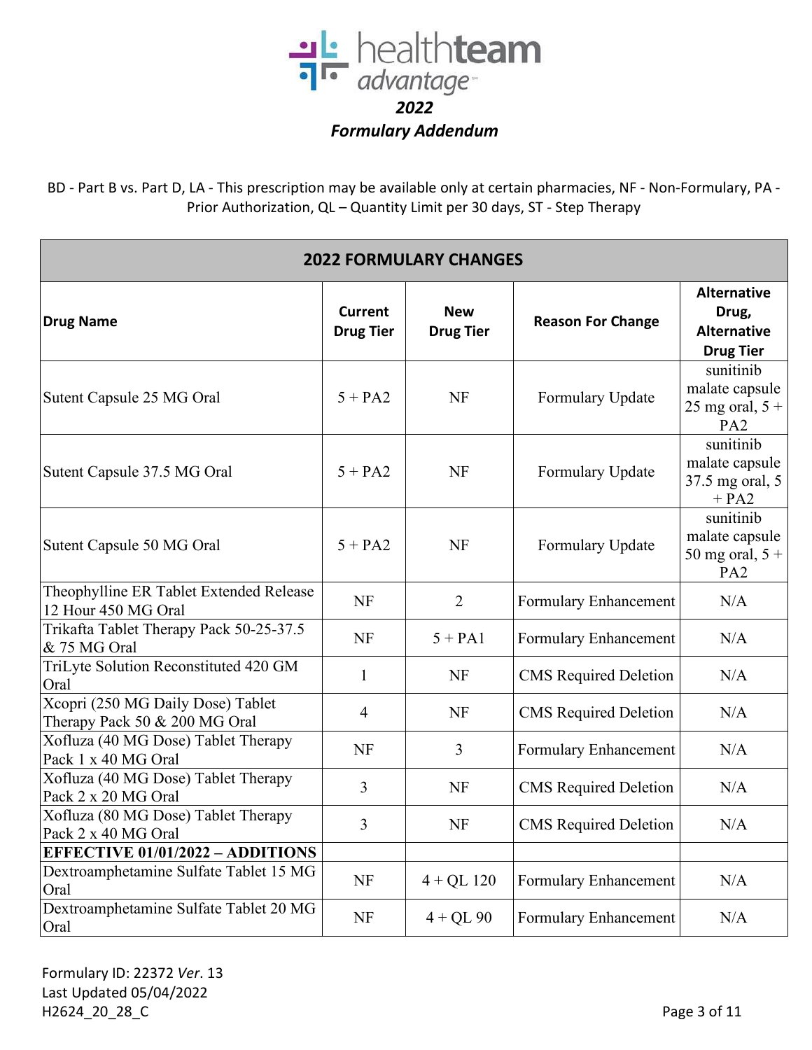# 2022

# Formulary Addendum

BD - Part B vs. Part D, LA - This prescription may be available only at certain pharmacies, NF - Non-Formulary, PA - Prior Authorization, QL – Quantity Limit per 30 days, ST - Step Therapy

| 2022 FORMULARY CHANGES | | | | |
|---|---|---|---|---|
| **Drug Name** | **Current Drug Tier** | **New Drug Tier** | **Reason For Change** | **Alternative Drug, Alternative Drug Tier** |
| Sutent Capsule 25 MG Oral | 5 + PA2 | NF | Formulary Update | sunitinib malate capsule 25 mg oral, 5 + PA2 |
| Sutent Capsule 37.5 MG Oral | 5 + PA2 | NF | Formulary Update | sunitinib malate capsule 37.5 mg oral, 5 + PA2 |
| Sutent Capsule 50 MG Oral | 5 + PA2 | NF | Formulary Update | sunitinib malate capsule 50 mg oral, 5 + PA2 |
| Theophylline ER Tablet Extended Release 12 Hour 450 MG Oral | NF | 2 | Formulary Enhancement | N/A |
| Trikafta Tablet Therapy Pack 50-25-37.5 & 75 MG Oral | NF | 5 + PA1 | Formulary Enhancement | N/A |
| TriLyte Solution Reconstituted 420 GM Oral | 1 | NF | CMS Required Deletion | N/A |
| Xcopri (250 MG Daily Dose) Tablet Therapy Pack 50 & 200 MG Oral | 4 | NF | CMS Required Deletion | N/A |
| Xofluza (40 MG Dose) Tablet Therapy Pack 1 x 40 MG Oral | NF | 3 | Formulary Enhancement | N/A |
| Xofluza (40 MG Dose) Tablet Therapy Pack 2 x 20 MG Oral | 3 | NF | CMS Required Deletion | N/A |
| Xofluza (80 MG Dose) Tablet Therapy Pack 2 x 40 MG Oral | 3 | NF | CMS Required Deletion | N/A |
| **EFFECTIVE 01/01/2022 – ADDITIONS** | | | | |
| Dextroamphetamine Sulfate Tablet 15 MG Oral | NF | 4 + QL 120 | Formulary Enhancement | N/A |
| Dextroamphetamine Sulfate Tablet 20 MG Oral | NF | 4 + QL 90 | Formulary Enhancement | N/A |

Formulary ID: 22372 *Ver*. 13
Last Updated 05/04/2022
H2624_20_28_C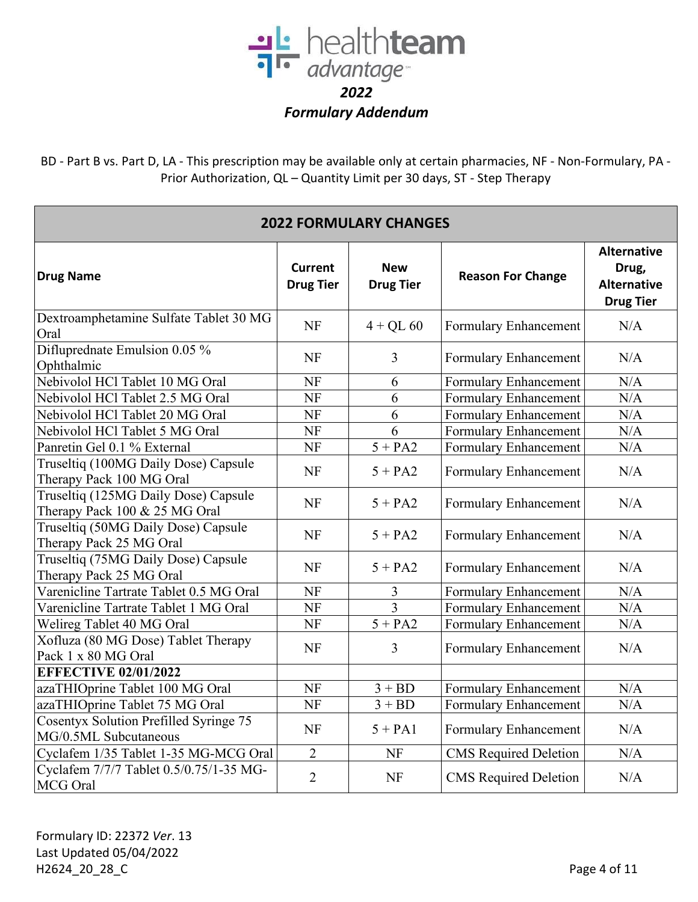healthteam advantage

*2022*

***Formulary Addendum***

BD - Part B vs. Part D, LA - This prescription may be available only at certain pharmacies, NF - Non-Formulary, PA - Prior Authorization, QL – Quantity Limit per 30 days, ST - Step Therapy

| 2022 FORMULARY CHANGES | | | | |
|---|---|---|---|---|
| **Drug Name** | **Current Drug Tier** | **New Drug Tier** | **Reason For Change** | **Alternative Drug, Alternative Drug Tier** |
| Dextroamphetamine Sulfate Tablet 30 MG Oral | NF | 4 + QL 60 | Formulary Enhancement | N/A |
| Difluprednate Emulsion 0.05 % Ophthalmic | NF | 3 | Formulary Enhancement | N/A |
| Nebivolol HCl Tablet 10 MG Oral | NF | 6 | Formulary Enhancement | N/A |
| Nebivolol HCl Tablet 2.5 MG Oral | NF | 6 | Formulary Enhancement | N/A |
| Nebivolol HCl Tablet 20 MG Oral | NF | 6 | Formulary Enhancement | N/A |
| Nebivolol HCl Tablet 5 MG Oral | NF | 6 | Formulary Enhancement | N/A |
| Panretin Gel 0.1 % External | NF | 5 + PA2 | Formulary Enhancement | N/A |
| Truseltiq (100MG Daily Dose) Capsule Therapy Pack 100 MG Oral | NF | 5 + PA2 | Formulary Enhancement | N/A |
| Truseltiq (125MG Daily Dose) Capsule Therapy Pack 100 & 25 MG Oral | NF | 5 + PA2 | Formulary Enhancement | N/A |
| Truseltiq (50MG Daily Dose) Capsule Therapy Pack 25 MG Oral | NF | 5 + PA2 | Formulary Enhancement | N/A |
| Truseltiq (75MG Daily Dose) Capsule Therapy Pack 25 MG Oral | NF | 5 + PA2 | Formulary Enhancement | N/A |
| Varenicline Tartrate Tablet 0.5 MG Oral | NF | 3 | Formulary Enhancement | N/A |
| Varenicline Tartrate Tablet 1 MG Oral | NF | 3 | Formulary Enhancement | N/A |
| Welireg Tablet 40 MG Oral | NF | 5 + PA2 | Formulary Enhancement | N/A |
| Xofluza (80 MG Dose) Tablet Therapy Pack 1 x 80 MG Oral | NF | 3 | Formulary Enhancement | N/A |
| **EFFECTIVE 02/01/2022** | | | | |
| azaTHIOprine Tablet 100 MG Oral | NF | 3 + BD | Formulary Enhancement | N/A |
| azaTHIOprine Tablet 75 MG Oral | NF | 3 + BD | Formulary Enhancement | N/A |
| Cosentyx Solution Prefilled Syringe 75 MG/0.5ML Subcutaneous | NF | 5 + PA1 | Formulary Enhancement | N/A |
| Cyclafem 1/35 Tablet 1-35 MG-MCG Oral | 2 | NF | CMS Required Deletion | N/A |
| Cyclafem 7/7/7 Tablet 0.5/0.75/1-35 MG-MCG Oral | 2 | NF | CMS Required Deletion | N/A |

Formulary ID: 22372 *Ver*. 13
Last Updated 05/04/2022
H2624_20_28_C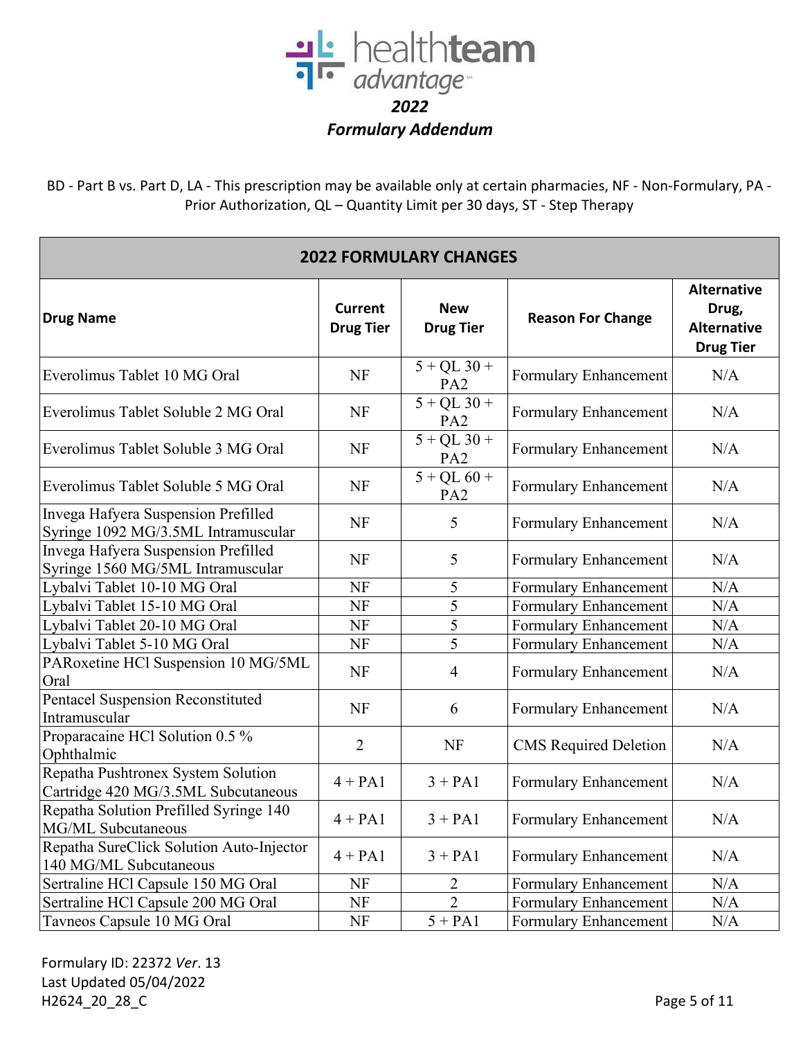healthteam advantage

## *2022*

## *Formulary Addendum*

BD - Part B vs. Part D, LA - This prescription may be available only at certain pharmacies, NF - Non-Formulary, PA - Prior Authorization, QL – Quantity Limit per 30 days, ST - Step Therapy

| **2022 FORMULARY CHANGES** | | | | |
|---|---|---|---|---|
| **Drug Name** | **Current Drug Tier** | **New Drug Tier** | **Reason For Change** | **Alternative Drug, Alternative Drug Tier** |
| Everolimus Tablet 10 MG Oral | NF | 5 + QL 30 + PA2 | Formulary Enhancement | N/A |
| Everolimus Tablet Soluble 2 MG Oral | NF | 5 + QL 30 + PA2 | Formulary Enhancement | N/A |
| Everolimus Tablet Soluble 3 MG Oral | NF | 5 + QL 30 + PA2 | Formulary Enhancement | N/A |
| Everolimus Tablet Soluble 5 MG Oral | NF | 5 + QL 60 + PA2 | Formulary Enhancement | N/A |
| Invega Hafyera Suspension Prefilled Syringe 1092 MG/3.5ML Intramuscular | NF | 5 | Formulary Enhancement | N/A |
| Invega Hafyera Suspension Prefilled Syringe 1560 MG/5ML Intramuscular | NF | 5 | Formulary Enhancement | N/A |
| Lybalvi Tablet 10-10 MG Oral | NF | 5 | Formulary Enhancement | N/A |
| Lybalvi Tablet 15-10 MG Oral | NF | 5 | Formulary Enhancement | N/A |
| Lybalvi Tablet 20-10 MG Oral | NF | 5 | Formulary Enhancement | N/A |
| Lybalvi Tablet 5-10 MG Oral | NF | 5 | Formulary Enhancement | N/A |
| PARoxetine HCl Suspension 10 MG/5ML Oral | NF | 4 | Formulary Enhancement | N/A |
| Pentacel Suspension Reconstituted Intramuscular | NF | 6 | Formulary Enhancement | N/A |
| Proparacaine HCl Solution 0.5 % Ophthalmic | 2 | NF | CMS Required Deletion | N/A |
| Repatha Pushtronex System Solution Cartridge 420 MG/3.5ML Subcutaneous | 4 + PA1 | 3 + PA1 | Formulary Enhancement | N/A |
| Repatha Solution Prefilled Syringe 140 MG/ML Subcutaneous | 4 + PA1 | 3 + PA1 | Formulary Enhancement | N/A |
| Repatha SureClick Solution Auto-Injector 140 MG/ML Subcutaneous | 4 + PA1 | 3 + PA1 | Formulary Enhancement | N/A |
| Sertraline HCl Capsule 150 MG Oral | NF | 2 | Formulary Enhancement | N/A |
| Sertraline HCl Capsule 200 MG Oral | NF | 2 | Formulary Enhancement | N/A |
| Tavneos Capsule 10 MG Oral | NF | 5 + PA1 | Formulary Enhancement | N/A |

Formulary ID: 22372 *Ver*. 13
Last Updated 05/04/2022
H2624_20_28_C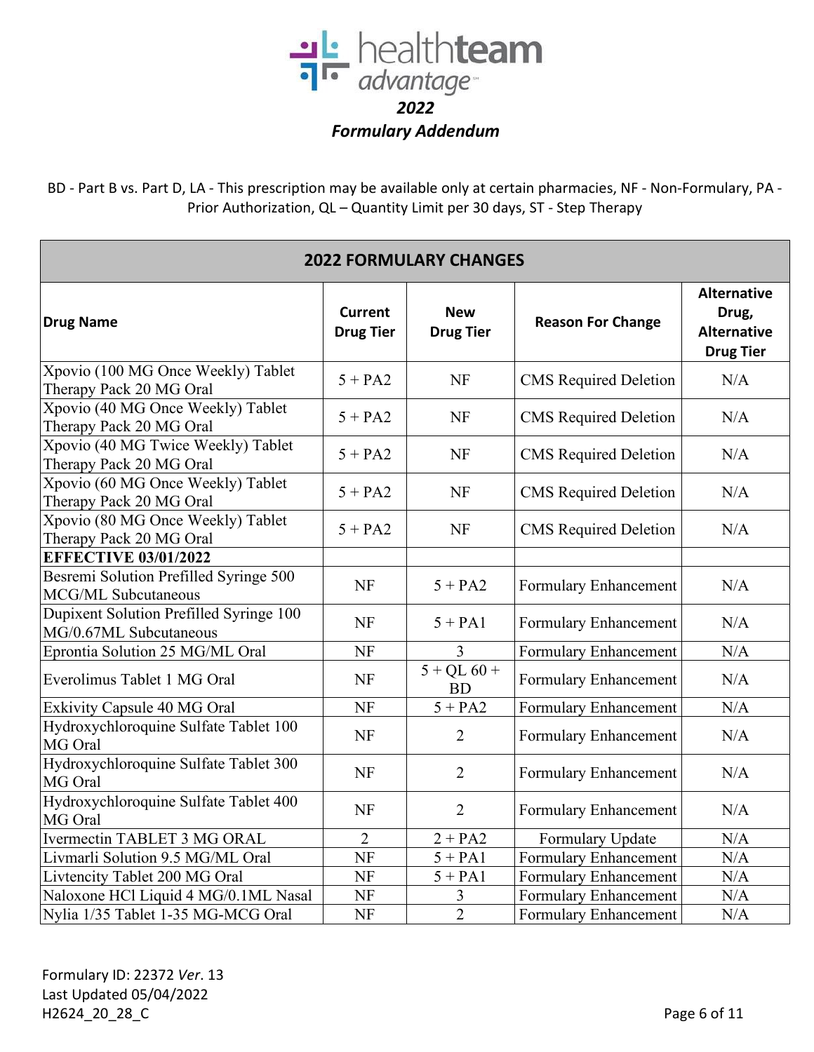healthteam advantage

*2022*

***Formulary Addendum***

BD - Part B vs. Part D, LA - This prescription may be available only at certain pharmacies, NF - Non-Formulary, PA - Prior Authorization, QL – Quantity Limit per 30 days, ST - Step Therapy

| **2022 FORMULARY CHANGES** | | | | |
|---|---|---|---|---|
| **Drug Name** | **Current Drug Tier** | **New Drug Tier** | **Reason For Change** | **Alternative Drug, Alternative Drug Tier** |
| Xpovio (100 MG Once Weekly) Tablet Therapy Pack 20 MG Oral | 5 + PA2 | NF | CMS Required Deletion | N/A |
| Xpovio (40 MG Once Weekly) Tablet Therapy Pack 20 MG Oral | 5 + PA2 | NF | CMS Required Deletion | N/A |
| Xpovio (40 MG Twice Weekly) Tablet Therapy Pack 20 MG Oral | 5 + PA2 | NF | CMS Required Deletion | N/A |
| Xpovio (60 MG Once Weekly) Tablet Therapy Pack 20 MG Oral | 5 + PA2 | NF | CMS Required Deletion | N/A |
| Xpovio (80 MG Once Weekly) Tablet Therapy Pack 20 MG Oral | 5 + PA2 | NF | CMS Required Deletion | N/A |
| **EFFECTIVE 03/01/2022** | | | | |
| Besremi Solution Prefilled Syringe 500 MCG/ML Subcutaneous | NF | 5 + PA2 | Formulary Enhancement | N/A |
| Dupixent Solution Prefilled Syringe 100 MG/0.67ML Subcutaneous | NF | 5 + PA1 | Formulary Enhancement | N/A |
| Eprontia Solution 25 MG/ML Oral | NF | 3 | Formulary Enhancement | N/A |
| Everolimus Tablet 1 MG Oral | NF | 5 + QL 60 + BD | Formulary Enhancement | N/A |
| Exkivity Capsule 40 MG Oral | NF | 5 + PA2 | Formulary Enhancement | N/A |
| Hydroxychloroquine Sulfate Tablet 100 MG Oral | NF | 2 | Formulary Enhancement | N/A |
| Hydroxychloroquine Sulfate Tablet 300 MG Oral | NF | 2 | Formulary Enhancement | N/A |
| Hydroxychloroquine Sulfate Tablet 400 MG Oral | NF | 2 | Formulary Enhancement | N/A |
| Ivermectin TABLET 3 MG ORAL | 2 | 2 + PA2 | Formulary Update | N/A |
| Livmarli Solution 9.5 MG/ML Oral | NF | 5 + PA1 | Formulary Enhancement | N/A |
| Livtencity Tablet 200 MG Oral | NF | 5 + PA1 | Formulary Enhancement | N/A |
| Naloxone HCl Liquid 4 MG/0.1ML Nasal | NF | 3 | Formulary Enhancement | N/A |
| Nylia 1/35 Tablet 1-35 MG-MCG Oral | NF | 2 | Formulary Enhancement | N/A |

Formulary ID: 22372 *Ver*. 13
Last Updated 05/04/2022
H2624_20_28_C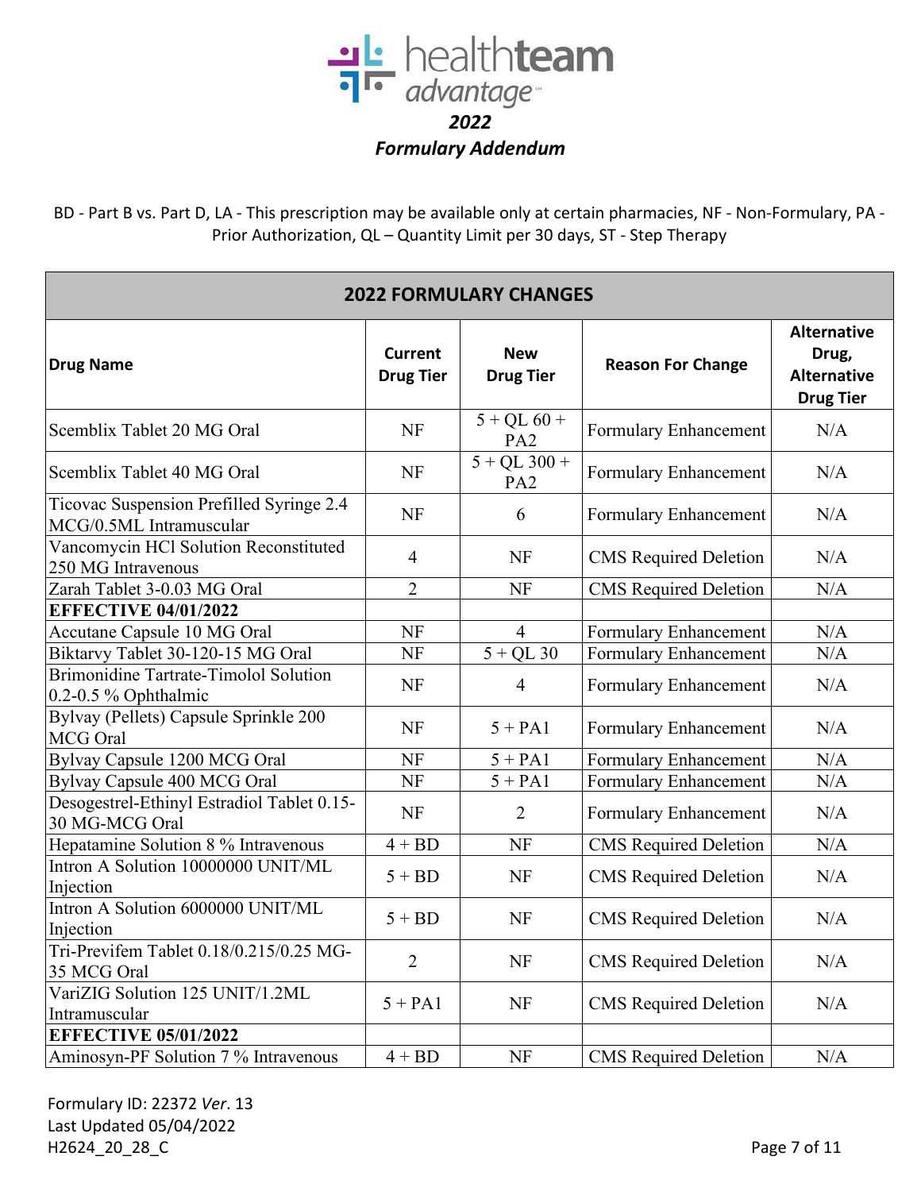healthteam advantage

## *2022 Formulary Addendum*

BD - Part B vs. Part D, LA - This prescription may be available only at certain pharmacies, NF - Non-Formulary, PA - Prior Authorization, QL – Quantity Limit per 30 days, ST - Step Therapy

| 2022 FORMULARY CHANGES | | | | |
|---|---|---|---|---|
| **Drug Name** | **Current Drug Tier** | **New Drug Tier** | **Reason For Change** | **Alternative Drug, Alternative Drug Tier** |
| Scemblix Tablet 20 MG Oral | NF | 5 + QL 60 + PA2 | Formulary Enhancement | N/A |
| Scemblix Tablet 40 MG Oral | NF | 5 + QL 300 + PA2 | Formulary Enhancement | N/A |
| Ticovac Suspension Prefilled Syringe 2.4 MCG/0.5ML Intramuscular | NF | 6 | Formulary Enhancement | N/A |
| Vancomycin HCl Solution Reconstituted 250 MG Intravenous | 4 | NF | CMS Required Deletion | N/A |
| Zarah Tablet 3-0.03 MG Oral | 2 | NF | CMS Required Deletion | N/A |
| **EFFECTIVE 04/01/2022** | | | | |
| Accutane Capsule 10 MG Oral | NF | 4 | Formulary Enhancement | N/A |
| Biktarvy Tablet 30-120-15 MG Oral | NF | 5 + QL 30 | Formulary Enhancement | N/A |
| Brimonidine Tartrate-Timolol Solution 0.2-0.5 % Ophthalmic | NF | 4 | Formulary Enhancement | N/A |
| Bylvay (Pellets) Capsule Sprinkle 200 MCG Oral | NF | 5 + PA1 | Formulary Enhancement | N/A |
| Bylvay Capsule 1200 MCG Oral | NF | 5 + PA1 | Formulary Enhancement | N/A |
| Bylvay Capsule 400 MCG Oral | NF | 5 + PA1 | Formulary Enhancement | N/A |
| Desogestrel-Ethinyl Estradiol Tablet 0.15-30 MG-MCG Oral | NF | 2 | Formulary Enhancement | N/A |
| Hepatamine Solution 8 % Intravenous | 4 + BD | NF | CMS Required Deletion | N/A |
| Intron A Solution 10000000 UNIT/ML Injection | 5 + BD | NF | CMS Required Deletion | N/A |
| Intron A Solution 6000000 UNIT/ML Injection | 5 + BD | NF | CMS Required Deletion | N/A |
| Tri-Previfem Tablet 0.18/0.215/0.25 MG-35 MCG Oral | 2 | NF | CMS Required Deletion | N/A |
| VariZIG Solution 125 UNIT/1.2ML Intramuscular | 5 + PA1 | NF | CMS Required Deletion | N/A |
| **EFFECTIVE 05/01/2022** | | | | |
| Aminosyn-PF Solution 7 % Intravenous | 4 + BD | NF | CMS Required Deletion | N/A |

Formulary ID: 22372 *Ver*. 13
Last Updated 05/04/2022
H2624_20_28_C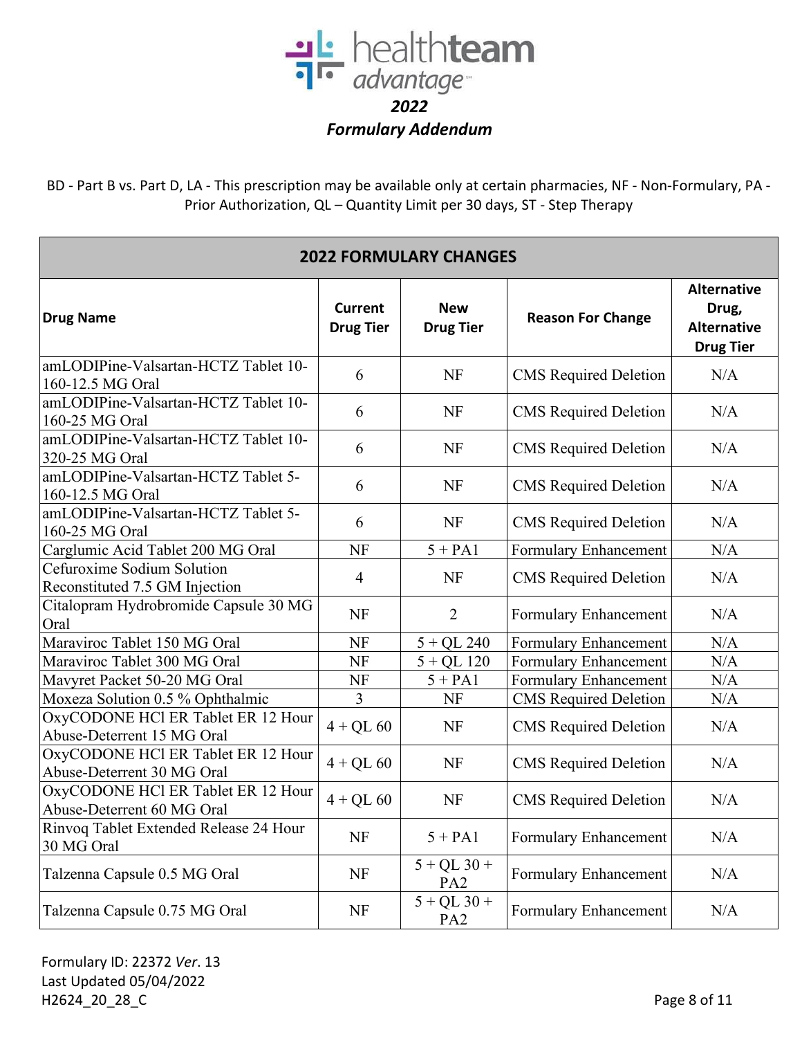healthteam advantage

*2022*

***Formulary Addendum***

BD - Part B vs. Part D, LA - This prescription may be available only at certain pharmacies, NF - Non-Formulary, PA - Prior Authorization, QL – Quantity Limit per 30 days, ST - Step Therapy

| 2022 FORMULARY CHANGES | | | | |
|---|---|---|---|---|
| **Drug Name** | **Current Drug Tier** | **New Drug Tier** | **Reason For Change** | **Alternative Drug, Alternative Drug Tier** |
| amLODIPine-Valsartan-HCTZ Tablet 10-160-12.5 MG Oral | 6 | NF | CMS Required Deletion | N/A |
| amLODIPine-Valsartan-HCTZ Tablet 10-160-25 MG Oral | 6 | NF | CMS Required Deletion | N/A |
| amLODIPine-Valsartan-HCTZ Tablet 10-320-25 MG Oral | 6 | NF | CMS Required Deletion | N/A |
| amLODIPine-Valsartan-HCTZ Tablet 5-160-12.5 MG Oral | 6 | NF | CMS Required Deletion | N/A |
| amLODIPine-Valsartan-HCTZ Tablet 5-160-25 MG Oral | 6 | NF | CMS Required Deletion | N/A |
| Carglumic Acid Tablet 200 MG Oral | NF | 5 + PA1 | Formulary Enhancement | N/A |
| Cefuroxime Sodium Solution Reconstituted 7.5 GM Injection | 4 | NF | CMS Required Deletion | N/A |
| Citalopram Hydrobromide Capsule 30 MG Oral | NF | 2 | Formulary Enhancement | N/A |
| Maraviroc Tablet 150 MG Oral | NF | 5 + QL 240 | Formulary Enhancement | N/A |
| Maraviroc Tablet 300 MG Oral | NF | 5 + QL 120 | Formulary Enhancement | N/A |
| Mavyret Packet 50-20 MG Oral | NF | 5 + PA1 | Formulary Enhancement | N/A |
| Moxeza Solution 0.5 % Ophthalmic | 3 | NF | CMS Required Deletion | N/A |
| OxyCODONE HCl ER Tablet ER 12 Hour Abuse-Deterrent 15 MG Oral | 4 + QL 60 | NF | CMS Required Deletion | N/A |
| OxyCODONE HCl ER Tablet ER 12 Hour Abuse-Deterrent 30 MG Oral | 4 + QL 60 | NF | CMS Required Deletion | N/A |
| OxyCODONE HCl ER Tablet ER 12 Hour Abuse-Deterrent 60 MG Oral | 4 + QL 60 | NF | CMS Required Deletion | N/A |
| Rinvoq Tablet Extended Release 24 Hour 30 MG Oral | NF | 5 + PA1 | Formulary Enhancement | N/A |
| Talzenna Capsule 0.5 MG Oral | NF | 5 + QL 30 + PA2 | Formulary Enhancement | N/A |
| Talzenna Capsule 0.75 MG Oral | NF | 5 + QL 30 + PA2 | Formulary Enhancement | N/A |

Formulary ID: 22372 *Ver*. 13
Last Updated 05/04/2022
H2624_20_28_C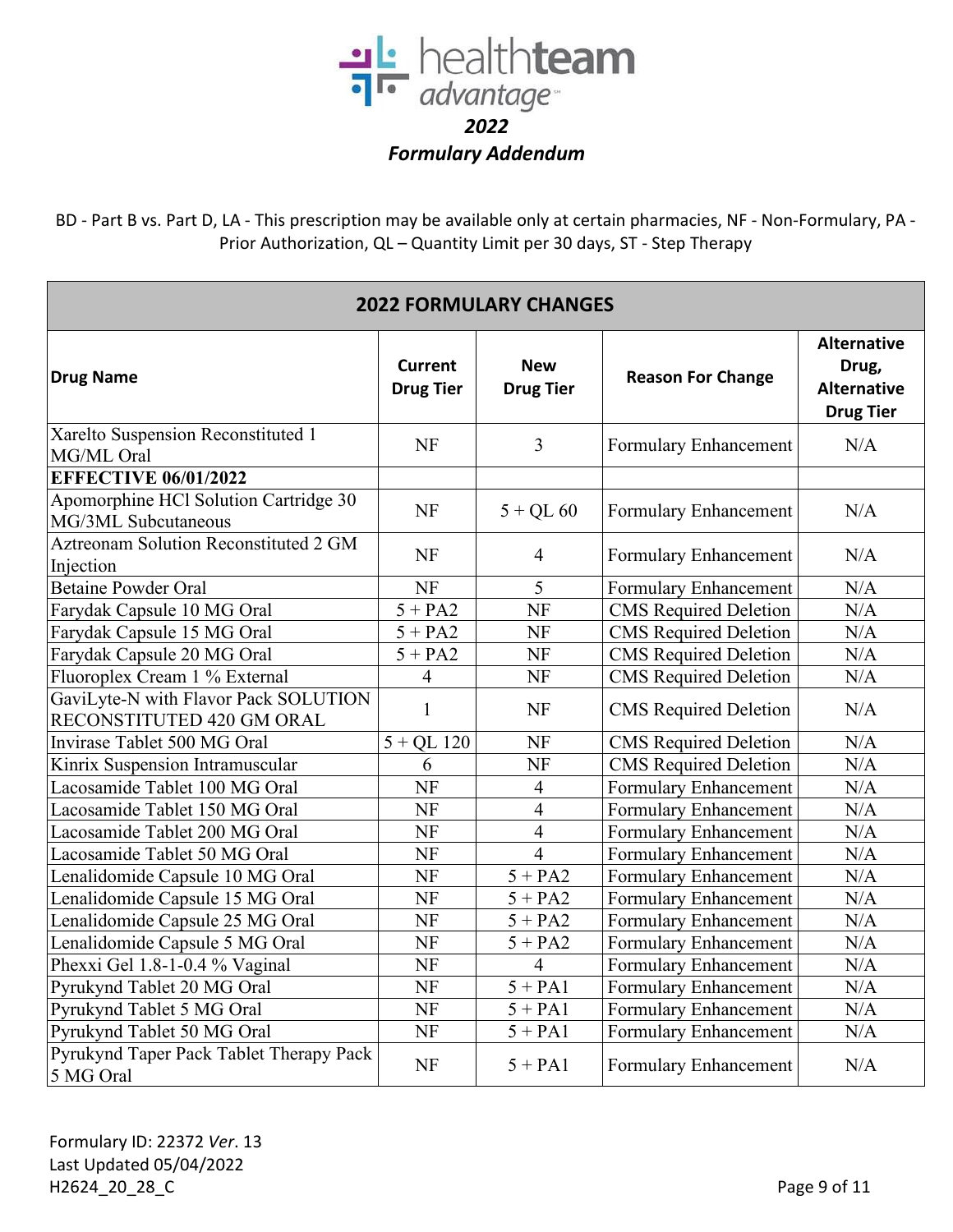# 2022 Formulary Addendum

BD - Part B vs. Part D, LA - This prescription may be available only at certain pharmacies, NF - Non-Formulary, PA - Prior Authorization, QL – Quantity Limit per 30 days, ST - Step Therapy

| 2022 FORMULARY CHANGES | | | | |
|---|---|---|---|---|
| **Drug Name** | **Current Drug Tier** | **New Drug Tier** | **Reason For Change** | **Alternative Drug, Alternative Drug Tier** |
| Xarelto Suspension Reconstituted 1 MG/ML Oral | NF | 3 | Formulary Enhancement | N/A |
| **EFFECTIVE 06/01/2022** | | | | |
| Apomorphine HCl Solution Cartridge 30 MG/3ML Subcutaneous | NF | 5 + QL 60 | Formulary Enhancement | N/A |
| Aztreonam Solution Reconstituted 2 GM Injection | NF | 4 | Formulary Enhancement | N/A |
| Betaine Powder Oral | NF | 5 | Formulary Enhancement | N/A |
| Farydak Capsule 10 MG Oral | 5 + PA2 | NF | CMS Required Deletion | N/A |
| Farydak Capsule 15 MG Oral | 5 + PA2 | NF | CMS Required Deletion | N/A |
| Farydak Capsule 20 MG Oral | 5 + PA2 | NF | CMS Required Deletion | N/A |
| Fluoroplex Cream 1 % External | 4 | NF | CMS Required Deletion | N/A |
| GaviLyte-N with Flavor Pack SOLUTION RECONSTITUTED 420 GM ORAL | 1 | NF | CMS Required Deletion | N/A |
| Invirase Tablet 500 MG Oral | 5 + QL 120 | NF | CMS Required Deletion | N/A |
| Kinrix Suspension Intramuscular | 6 | NF | CMS Required Deletion | N/A |
| Lacosamide Tablet 100 MG Oral | NF | 4 | Formulary Enhancement | N/A |
| Lacosamide Tablet 150 MG Oral | NF | 4 | Formulary Enhancement | N/A |
| Lacosamide Tablet 200 MG Oral | NF | 4 | Formulary Enhancement | N/A |
| Lacosamide Tablet 50 MG Oral | NF | 4 | Formulary Enhancement | N/A |
| Lenalidomide Capsule 10 MG Oral | NF | 5 + PA2 | Formulary Enhancement | N/A |
| Lenalidomide Capsule 15 MG Oral | NF | 5 + PA2 | Formulary Enhancement | N/A |
| Lenalidomide Capsule 25 MG Oral | NF | 5 + PA2 | Formulary Enhancement | N/A |
| Lenalidomide Capsule 5 MG Oral | NF | 5 + PA2 | Formulary Enhancement | N/A |
| Phexxi Gel 1.8-1-0.4 % Vaginal | NF | 4 | Formulary Enhancement | N/A |
| Pyrukynd Tablet 20 MG Oral | NF | 5 + PA1 | Formulary Enhancement | N/A |
| Pyrukynd Tablet 5 MG Oral | NF | 5 + PA1 | Formulary Enhancement | N/A |
| Pyrukynd Tablet 50 MG Oral | NF | 5 + PA1 | Formulary Enhancement | N/A |
| Pyrukynd Taper Pack Tablet Therapy Pack 5 MG Oral | NF | 5 + PA1 | Formulary Enhancement | N/A |

Formulary ID: 22372 *Ver*. 13
Last Updated 05/04/2022
H2624_20_28_C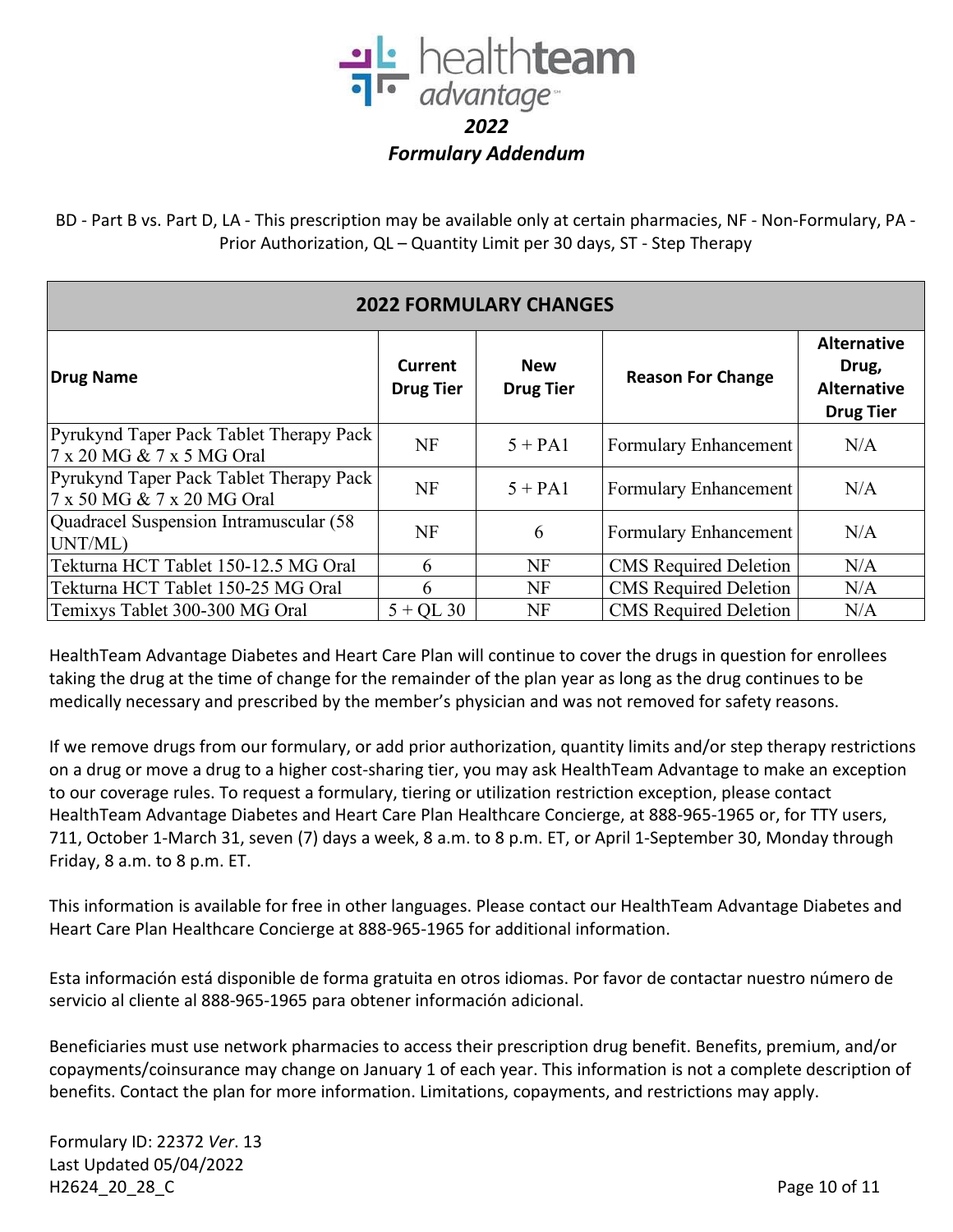# healthteam advantage

## *2022*

## *Formulary Addendum*

BD - Part B vs. Part D, LA - This prescription may be available only at certain pharmacies, NF - Non-Formulary, PA - Prior Authorization, QL – Quantity Limit per 30 days, ST - Step Therapy

| **2022 FORMULARY CHANGES** | | | | |
|---|---|---|---|---|
| **Drug Name** | **Current Drug Tier** | **New Drug Tier** | **Reason For Change** | **Alternative Drug, Alternative Drug Tier** |
| Pyrukynd Taper Pack Tablet Therapy Pack 7 x 20 MG & 7 x 5 MG Oral | NF | 5 + PA1 | Formulary Enhancement | N/A |
| Pyrukynd Taper Pack Tablet Therapy Pack 7 x 50 MG & 7 x 20 MG Oral | NF | 5 + PA1 | Formulary Enhancement | N/A |
| Quadracel Suspension Intramuscular (58 UNT/ML) | NF | 6 | Formulary Enhancement | N/A |
| Tekturna HCT Tablet 150-12.5 MG Oral | 6 | NF | CMS Required Deletion | N/A |
| Tekturna HCT Tablet 150-25 MG Oral | 6 | NF | CMS Required Deletion | N/A |
| Temixys Tablet 300-300 MG Oral | 5 + QL 30 | NF | CMS Required Deletion | N/A |

HealthTeam Advantage Diabetes and Heart Care Plan will continue to cover the drugs in question for enrollees taking the drug at the time of change for the remainder of the plan year as long as the drug continues to be medically necessary and prescribed by the member's physician and was not removed for safety reasons.

If we remove drugs from our formulary, or add prior authorization, quantity limits and/or step therapy restrictions on a drug or move a drug to a higher cost-sharing tier, you may ask HealthTeam Advantage to make an exception to our coverage rules. To request a formulary, tiering or utilization restriction exception, please contact HealthTeam Advantage Diabetes and Heart Care Plan Healthcare Concierge, at 888-965-1965 or, for TTY users, 711, October 1-March 31, seven (7) days a week, 8 a.m. to 8 p.m. ET, or April 1-September 30, Monday through Friday, 8 a.m. to 8 p.m. ET.

This information is available for free in other languages. Please contact our HealthTeam Advantage Diabetes and Heart Care Plan Healthcare Concierge at 888-965-1965 for additional information.

Esta información está disponible de forma gratuita en otros idiomas. Por favor de contactar nuestro número de servicio al cliente al 888-965-1965 para obtener información adicional.

Beneficiaries must use network pharmacies to access their prescription drug benefit. Benefits, premium, and/or copayments/coinsurance may change on January 1 of each year. This information is not a complete description of benefits. Contact the plan for more information. Limitations, copayments, and restrictions may apply.

Formulary ID: 22372 *Ver*. 13
Last Updated 05/04/2022
H2624_20_28_C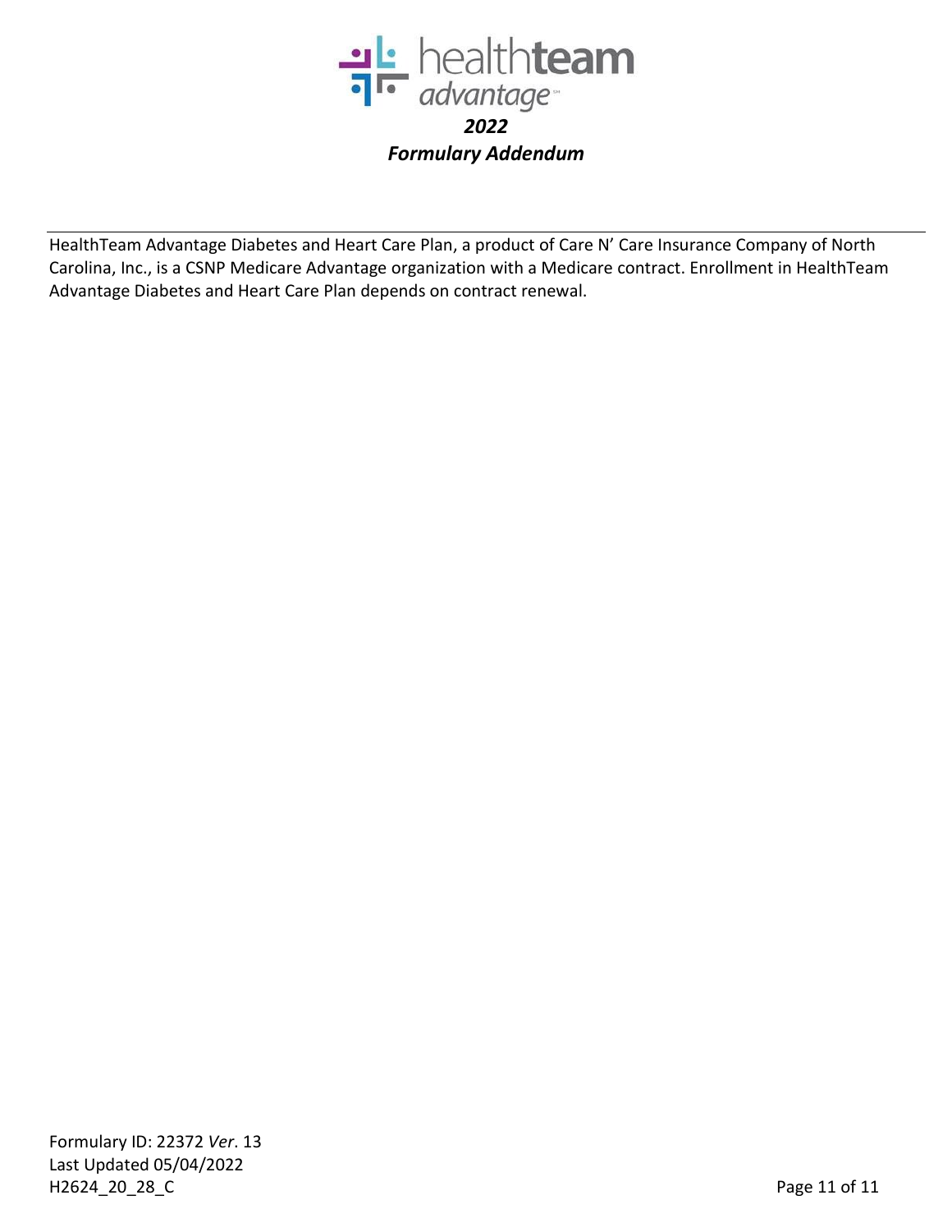# 2022
# Formulary Addendum

---

HealthTeam Advantage Diabetes and Heart Care Plan, a product of Care N' Care Insurance Company of North Carolina, Inc., is a CSNP Medicare Advantage organization with a Medicare contract. Enrollment in HealthTeam Advantage Diabetes and Heart Care Plan depends on contract renewal.

Formulary ID: 22372 *Ver*. 13
Last Updated 05/04/2022
H2624_20_28_C